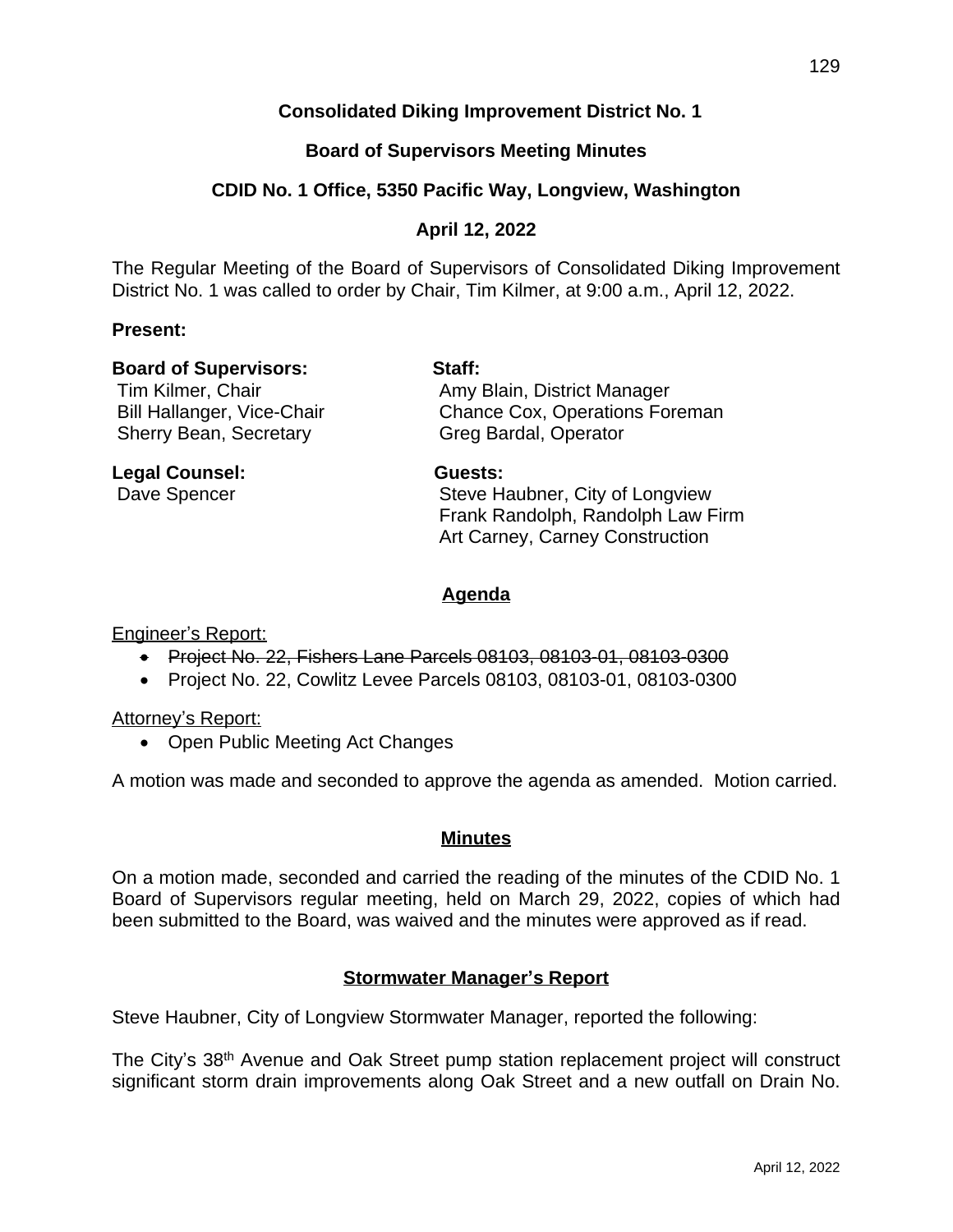**Consolidated Diking Improvement District No. 1**

**Board of Supervisors Meeting Minutes**

**CDID No. 1 Office, 5350 Pacific Way, Longview, Washington**

**April 12, 2022**

The Regular Meeting of the Board of Supervisors of Consolidated Diking Improvement District No. 1 was called to order by Chair, Tim Kilmer, at 9:00 a.m., April 12, 2022.

**Present:**

**Board of Supervisors:**
Tim Kilmer, Chair
Bill Hallanger, Vice-Chair
Sherry Bean, Secretary

**Staff:**
Amy Blain, District Manager
Chance Cox, Operations Foreman
Greg Bardal, Operator

**Legal Counsel:**
Dave Spencer

**Guests:**
Steve Haubner, City of Longview
Frank Randolph, Randolph Law Firm
Art Carney, Carney Construction

## Agenda

Engineer's Report:

- ~~Project No. 22, Fishers Lane Parcels 08103, 08103-01, 08103-0300~~
- Project No. 22, Cowlitz Levee Parcels 08103, 08103-01, 08103-0300

Attorney's Report:

- Open Public Meeting Act Changes

A motion was made and seconded to approve the agenda as amended. Motion carried.

## Minutes

On a motion made, seconded and carried the reading of the minutes of the CDID No. 1 Board of Supervisors regular meeting, held on March 29, 2022, copies of which had been submitted to the Board, was waived and the minutes were approved as if read.

## Stormwater Manager's Report

Steve Haubner, City of Longview Stormwater Manager, reported the following:

The City's 38th Avenue and Oak Street pump station replacement project will construct significant storm drain improvements along Oak Street and a new outfall on Drain No.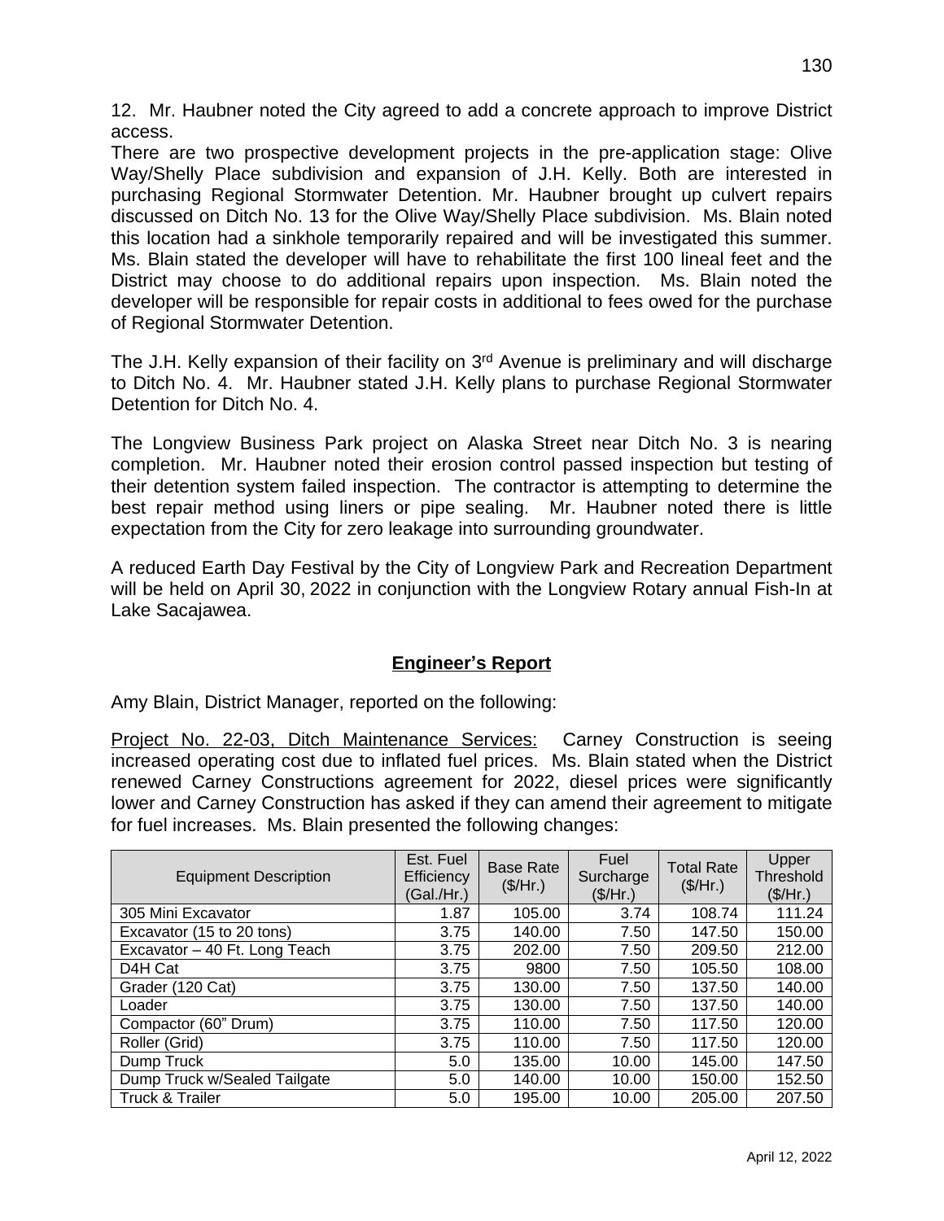12. Mr. Haubner noted the City agreed to add a concrete approach to improve District access.

There are two prospective development projects in the pre-application stage: Olive Way/Shelly Place subdivision and expansion of J.H. Kelly. Both are interested in purchasing Regional Stormwater Detention. Mr. Haubner brought up culvert repairs discussed on Ditch No. 13 for the Olive Way/Shelly Place subdivision. Ms. Blain noted this location had a sinkhole temporarily repaired and will be investigated this summer. Ms. Blain stated the developer will have to rehabilitate the first 100 lineal feet and the District may choose to do additional repairs upon inspection. Ms. Blain noted the developer will be responsible for repair costs in additional to fees owed for the purchase of Regional Stormwater Detention.

The J.H. Kelly expansion of their facility on 3rd Avenue is preliminary and will discharge to Ditch No. 4. Mr. Haubner stated J.H. Kelly plans to purchase Regional Stormwater Detention for Ditch No. 4.

The Longview Business Park project on Alaska Street near Ditch No. 3 is nearing completion. Mr. Haubner noted their erosion control passed inspection but testing of their detention system failed inspection. The contractor is attempting to determine the best repair method using liners or pipe sealing. Mr. Haubner noted there is little expectation from the City for zero leakage into surrounding groundwater.

A reduced Earth Day Festival by the City of Longview Park and Recreation Department will be held on April 30, 2022 in conjunction with the Longview Rotary annual Fish-In at Lake Sacajawea.

## **Engineer's Report**

Amy Blain, District Manager, reported on the following:

Project No. 22-03, Ditch Maintenance Services: Carney Construction is seeing increased operating cost due to inflated fuel prices. Ms. Blain stated when the District renewed Carney Constructions agreement for 2022, diesel prices were significantly lower and Carney Construction has asked if they can amend their agreement to mitigate for fuel increases. Ms. Blain presented the following changes:

| Equipment Description | Est. Fuel Efficiency (Gal./Hr.) | Base Rate ($/Hr.) | Fuel Surcharge ($/Hr.) | Total Rate ($/Hr.) | Upper Threshold ($/Hr.) |
|---|---|---|---|---|---|
| 305 Mini Excavator | 1.87 | 105.00 | 3.74 | 108.74 | 111.24 |
| Excavator (15 to 20 tons) | 3.75 | 140.00 | 7.50 | 147.50 | 150.00 |
| Excavator – 40 Ft. Long Teach | 3.75 | 202.00 | 7.50 | 209.50 | 212.00 |
| D4H Cat | 3.75 | 9800 | 7.50 | 105.50 | 108.00 |
| Grader (120 Cat) | 3.75 | 130.00 | 7.50 | 137.50 | 140.00 |
| Loader | 3.75 | 130.00 | 7.50 | 137.50 | 140.00 |
| Compactor (60" Drum) | 3.75 | 110.00 | 7.50 | 117.50 | 120.00 |
| Roller (Grid) | 3.75 | 110.00 | 7.50 | 117.50 | 120.00 |
| Dump Truck | 5.0 | 135.00 | 10.00 | 145.00 | 147.50 |
| Dump Truck w/Sealed Tailgate | 5.0 | 140.00 | 10.00 | 150.00 | 152.50 |
| Truck & Trailer | 5.0 | 195.00 | 10.00 | 205.00 | 207.50 |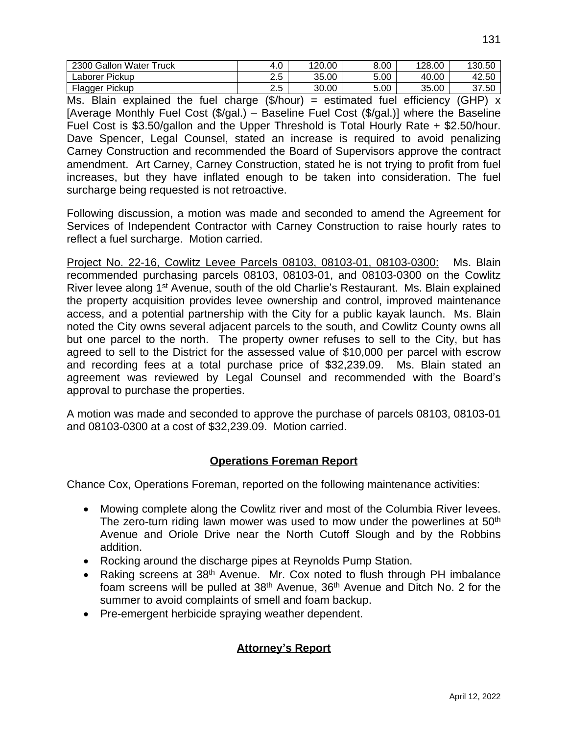| 2300 Gallon Water Truck | 4.0 | 120.00 | 8.00 | 128.00 | 130.50 |
|---|---|---|---|---|---|
| Laborer Pickup | 2.5 | 35.00 | 5.00 | 40.00 | 42.50 |
| Flagger Pickup | 2.5 | 30.00 | 5.00 | 35.00 | 37.50 |

Ms. Blain explained the fuel charge ($/hour) = estimated fuel efficiency (GHP) x [Average Monthly Fuel Cost ($/gal.) – Baseline Fuel Cost ($/gal.)] where the Baseline Fuel Cost is $3.50/gallon and the Upper Threshold is Total Hourly Rate + $2.50/hour. Dave Spencer, Legal Counsel, stated an increase is required to avoid penalizing Carney Construction and recommended the Board of Supervisors approve the contract amendment. Art Carney, Carney Construction, stated he is not trying to profit from fuel increases, but they have inflated enough to be taken into consideration. The fuel surcharge being requested is not retroactive.

Following discussion, a motion was made and seconded to amend the Agreement for Services of Independent Contractor with Carney Construction to raise hourly rates to reflect a fuel surcharge. Motion carried.

Project No. 22-16, Cowlitz Levee Parcels 08103, 08103-01, 08103-0300: Ms. Blain recommended purchasing parcels 08103, 08103-01, and 08103-0300 on the Cowlitz River levee along 1st Avenue, south of the old Charlie's Restaurant. Ms. Blain explained the property acquisition provides levee ownership and control, improved maintenance access, and a potential partnership with the City for a public kayak launch. Ms. Blain noted the City owns several adjacent parcels to the south, and Cowlitz County owns all but one parcel to the north. The property owner refuses to sell to the City, but has agreed to sell to the District for the assessed value of $10,000 per parcel with escrow and recording fees at a total purchase price of $32,239.09. Ms. Blain stated an agreement was reviewed by Legal Counsel and recommended with the Board's approval to purchase the properties.

A motion was made and seconded to approve the purchase of parcels 08103, 08103-01 and 08103-0300 at a cost of $32,239.09. Motion carried.

## Operations Foreman Report

Chance Cox, Operations Foreman, reported on the following maintenance activities:

- Mowing complete along the Cowlitz river and most of the Columbia River levees. The zero-turn riding lawn mower was used to mow under the powerlines at 50th Avenue and Oriole Drive near the North Cutoff Slough and by the Robbins addition.
- Rocking around the discharge pipes at Reynolds Pump Station.
- Raking screens at 38th Avenue. Mr. Cox noted to flush through PH imbalance foam screens will be pulled at 38th Avenue, 36th Avenue and Ditch No. 2 for the summer to avoid complaints of smell and foam backup.
- Pre-emergent herbicide spraying weather dependent.

## Attorney's Report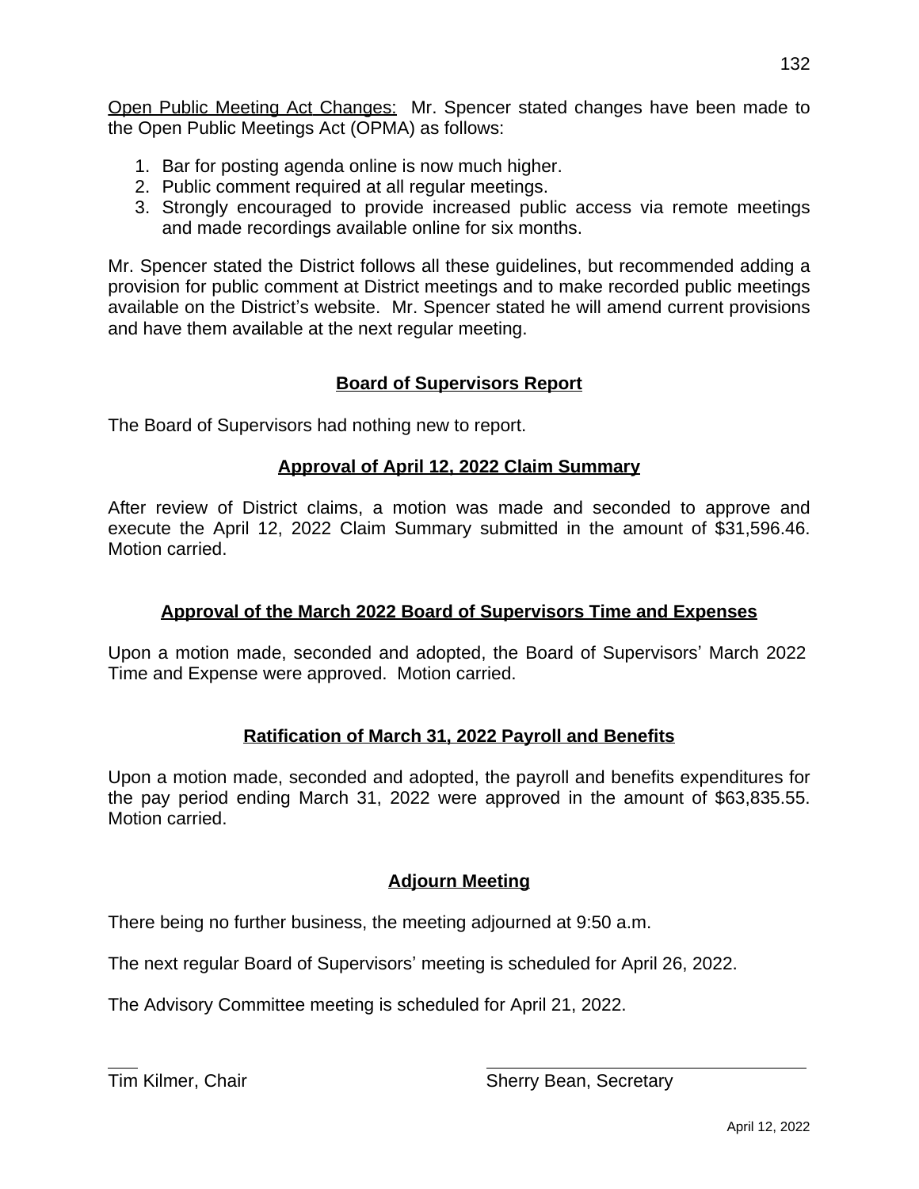<u>Open Public Meeting Act Changes:</u> Mr. Spencer stated changes have been made to the Open Public Meetings Act (OPMA) as follows:

1. Bar for posting agenda online is now much higher.
2. Public comment required at all regular meetings.
3. Strongly encouraged to provide increased public access via remote meetings and made recordings available online for six months.

Mr. Spencer stated the District follows all these guidelines, but recommended adding a provision for public comment at District meetings and to make recorded public meetings available on the District's website. Mr. Spencer stated he will amend current provisions and have them available at the next regular meeting.

## Board of Supervisors Report

The Board of Supervisors had nothing new to report.

## Approval of April 12, 2022 Claim Summary

After review of District claims, a motion was made and seconded to approve and execute the April 12, 2022 Claim Summary submitted in the amount of $31,596.46. Motion carried.

## Approval of the March 2022 Board of Supervisors Time and Expenses

Upon a motion made, seconded and adopted, the Board of Supervisors' March 2022 Time and Expense were approved. Motion carried.

## Ratification of March 31, 2022 Payroll and Benefits

Upon a motion made, seconded and adopted, the payroll and benefits expenditures for the pay period ending March 31, 2022 were approved in the amount of $63,835.55. Motion carried.

## Adjourn Meeting

There being no further business, the meeting adjourned at 9:50 a.m.

The next regular Board of Supervisors' meeting is scheduled for April 26, 2022.

The Advisory Committee meeting is scheduled for April 21, 2022.

Tim Kilmer, Chair                                        Sherry Bean, Secretary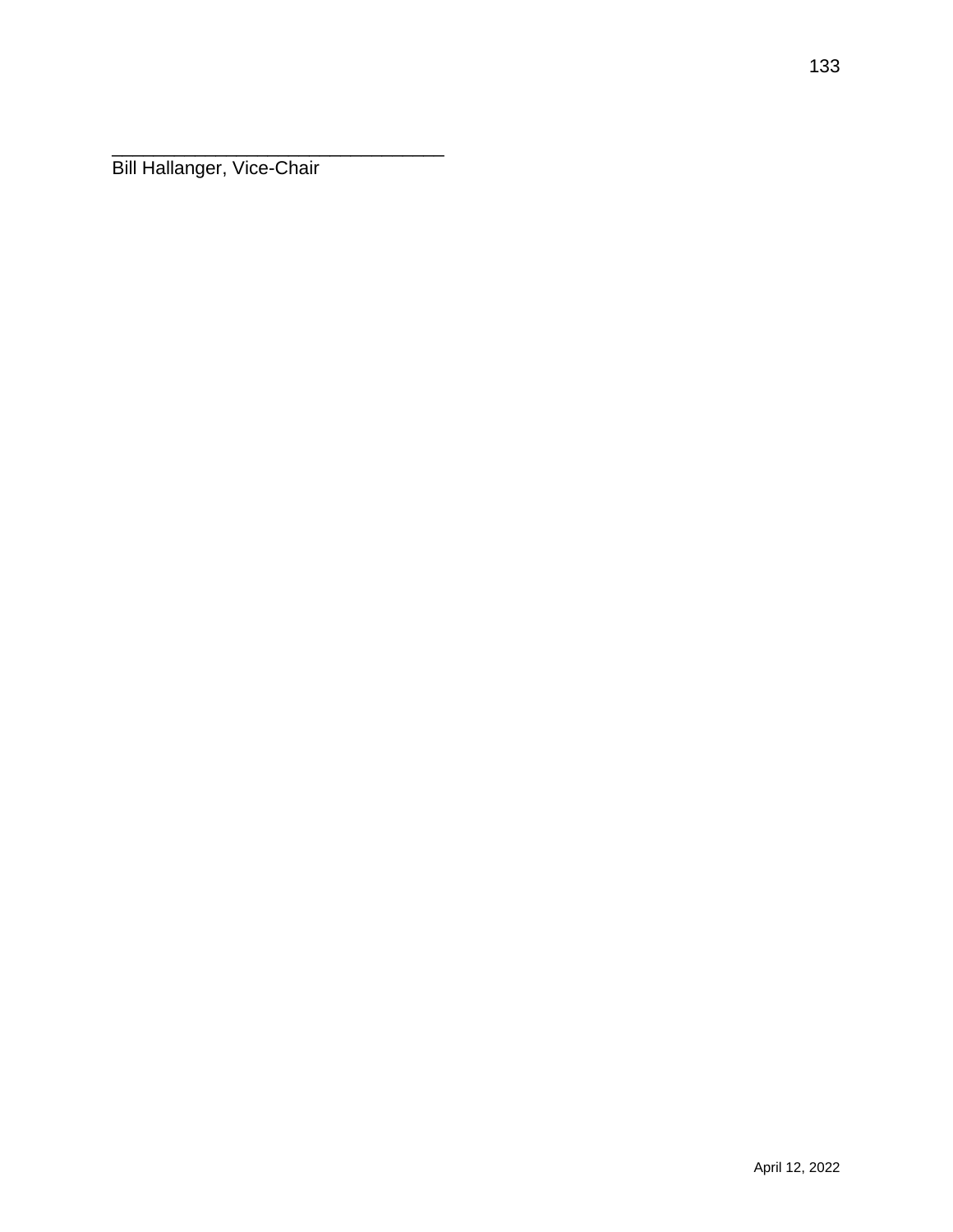_________________________________
Bill Hallanger, Vice-Chair